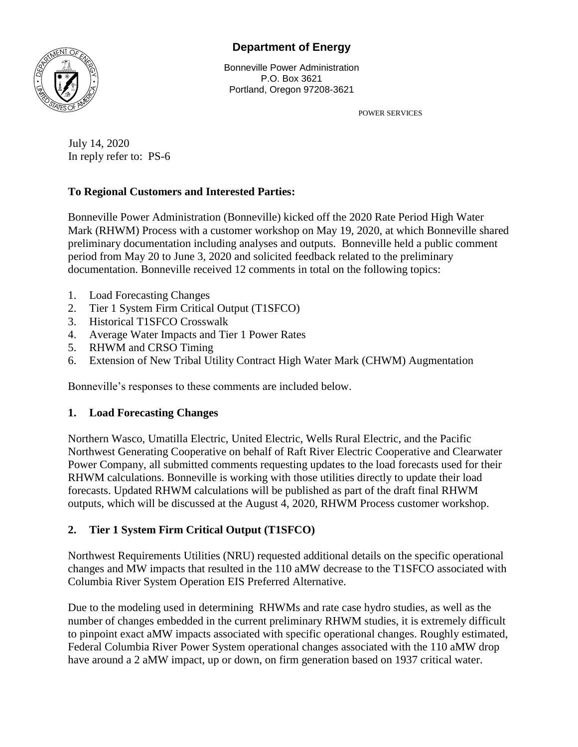**Department of Energy**

Bonneville Power Administration
P.O. Box 3621
Portland, Oregon 97208-3621

POWER SERVICES

July 14, 2020
In reply refer to: PS-6

**To Regional Customers and Interested Parties:**

Bonneville Power Administration (Bonneville) kicked off the 2020 Rate Period High Water Mark (RHWM) Process with a customer workshop on May 19, 2020, at which Bonneville shared preliminary documentation including analyses and outputs. Bonneville held a public comment period from May 20 to June 3, 2020 and solicited feedback related to the preliminary documentation. Bonneville received 12 comments in total on the following topics:

1. Load Forecasting Changes
2. Tier 1 System Firm Critical Output (T1SFCO)
3. Historical T1SFCO Crosswalk
4. Average Water Impacts and Tier 1 Power Rates
5. RHWM and CRSO Timing
6. Extension of New Tribal Utility Contract High Water Mark (CHWM) Augmentation

Bonneville's responses to these comments are included below.

## 1. Load Forecasting Changes

Northern Wasco, Umatilla Electric, United Electric, Wells Rural Electric, and the Pacific Northwest Generating Cooperative on behalf of Raft River Electric Cooperative and Clearwater Power Company, all submitted comments requesting updates to the load forecasts used for their RHWM calculations. Bonneville is working with those utilities directly to update their load forecasts. Updated RHWM calculations will be published as part of the draft final RHWM outputs, which will be discussed at the August 4, 2020, RHWM Process customer workshop.

## 2. Tier 1 System Firm Critical Output (T1SFCO)

Northwest Requirements Utilities (NRU) requested additional details on the specific operational changes and MW impacts that resulted in the 110 aMW decrease to the T1SFCO associated with Columbia River System Operation EIS Preferred Alternative.

Due to the modeling used in determining RHWMs and rate case hydro studies, as well as the number of changes embedded in the current preliminary RHWM studies, it is extremely difficult to pinpoint exact aMW impacts associated with specific operational changes. Roughly estimated, Federal Columbia River Power System operational changes associated with the 110 aMW drop have around a 2 aMW impact, up or down, on firm generation based on 1937 critical water.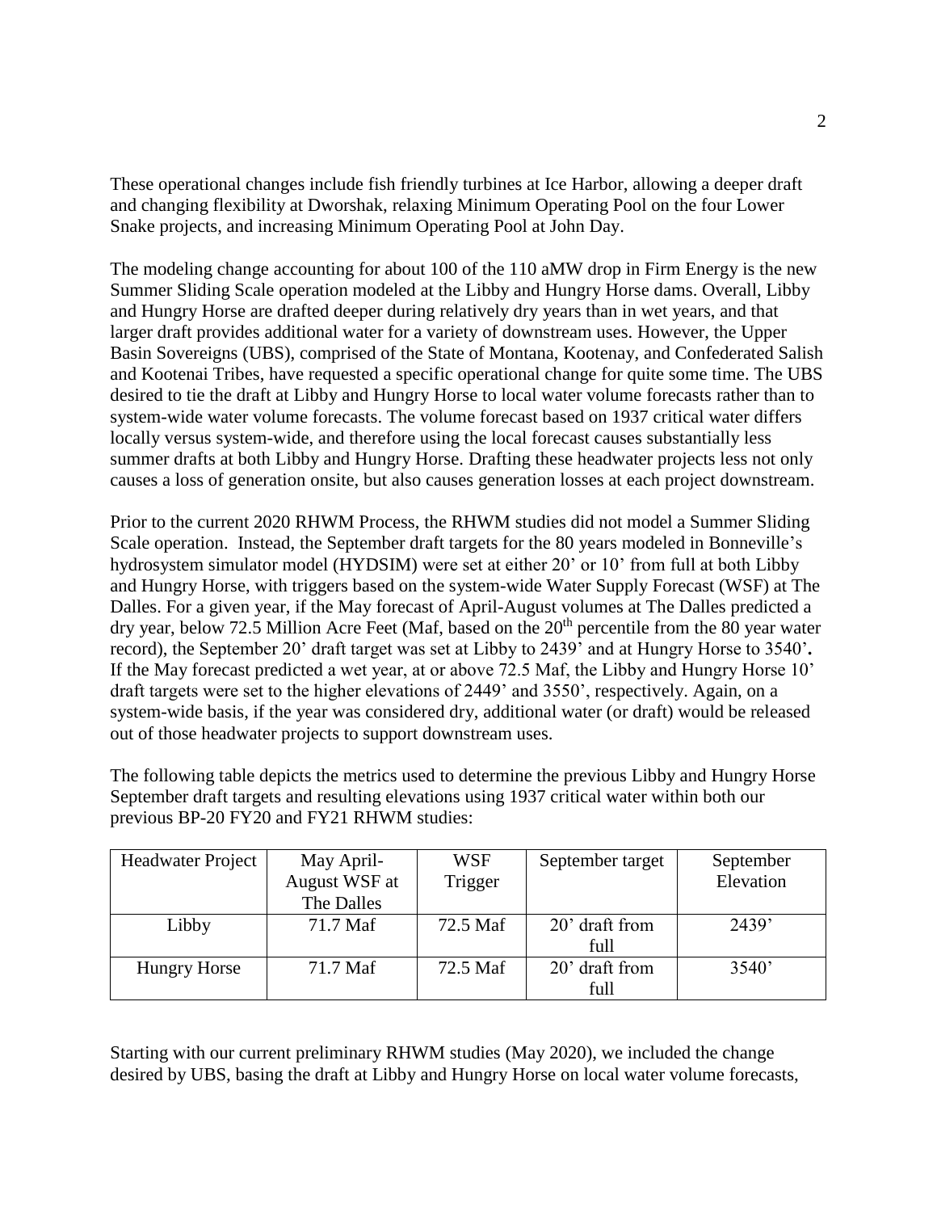These operational changes include fish friendly turbines at Ice Harbor, allowing a deeper draft and changing flexibility at Dworshak, relaxing Minimum Operating Pool on the four Lower Snake projects, and increasing Minimum Operating Pool at John Day.

The modeling change accounting for about 100 of the 110 aMW drop in Firm Energy is the new Summer Sliding Scale operation modeled at the Libby and Hungry Horse dams. Overall, Libby and Hungry Horse are drafted deeper during relatively dry years than in wet years, and that larger draft provides additional water for a variety of downstream uses. However, the Upper Basin Sovereigns (UBS), comprised of the State of Montana, Kootenay, and Confederated Salish and Kootenai Tribes, have requested a specific operational change for quite some time. The UBS desired to tie the draft at Libby and Hungry Horse to local water volume forecasts rather than to system-wide water volume forecasts. The volume forecast based on 1937 critical water differs locally versus system-wide, and therefore using the local forecast causes substantially less summer drafts at both Libby and Hungry Horse. Drafting these headwater projects less not only causes a loss of generation onsite, but also causes generation losses at each project downstream.

Prior to the current 2020 RHWM Process, the RHWM studies did not model a Summer Sliding Scale operation. Instead, the September draft targets for the 80 years modeled in Bonneville's hydrosystem simulator model (HYDSIM) were set at either 20' or 10' from full at both Libby and Hungry Horse, with triggers based on the system-wide Water Supply Forecast (WSF) at The Dalles. For a given year, if the May forecast of April-August volumes at The Dalles predicted a dry year, below 72.5 Million Acre Feet (Maf, based on the 20th percentile from the 80 year water record), the September 20' draft target was set at Libby to 2439' and at Hungry Horse to 3540'**.** If the May forecast predicted a wet year, at or above 72.5 Maf, the Libby and Hungry Horse 10' draft targets were set to the higher elevations of 2449' and 3550', respectively. Again, on a system-wide basis, if the year was considered dry, additional water (or draft) would be released out of those headwater projects to support downstream uses.

The following table depicts the metrics used to determine the previous Libby and Hungry Horse September draft targets and resulting elevations using 1937 critical water within both our previous BP-20 FY20 and FY21 RHWM studies:

| Headwater Project | May April-August WSF at The Dalles | WSF Trigger | September target | September Elevation |
|---|---|---|---|---|
| Libby | 71.7 Maf | 72.5 Maf | 20' draft from full | 2439' |
| Hungry Horse | 71.7 Maf | 72.5 Maf | 20' draft from full | 3540' |

Starting with our current preliminary RHWM studies (May 2020), we included the change desired by UBS, basing the draft at Libby and Hungry Horse on local water volume forecasts,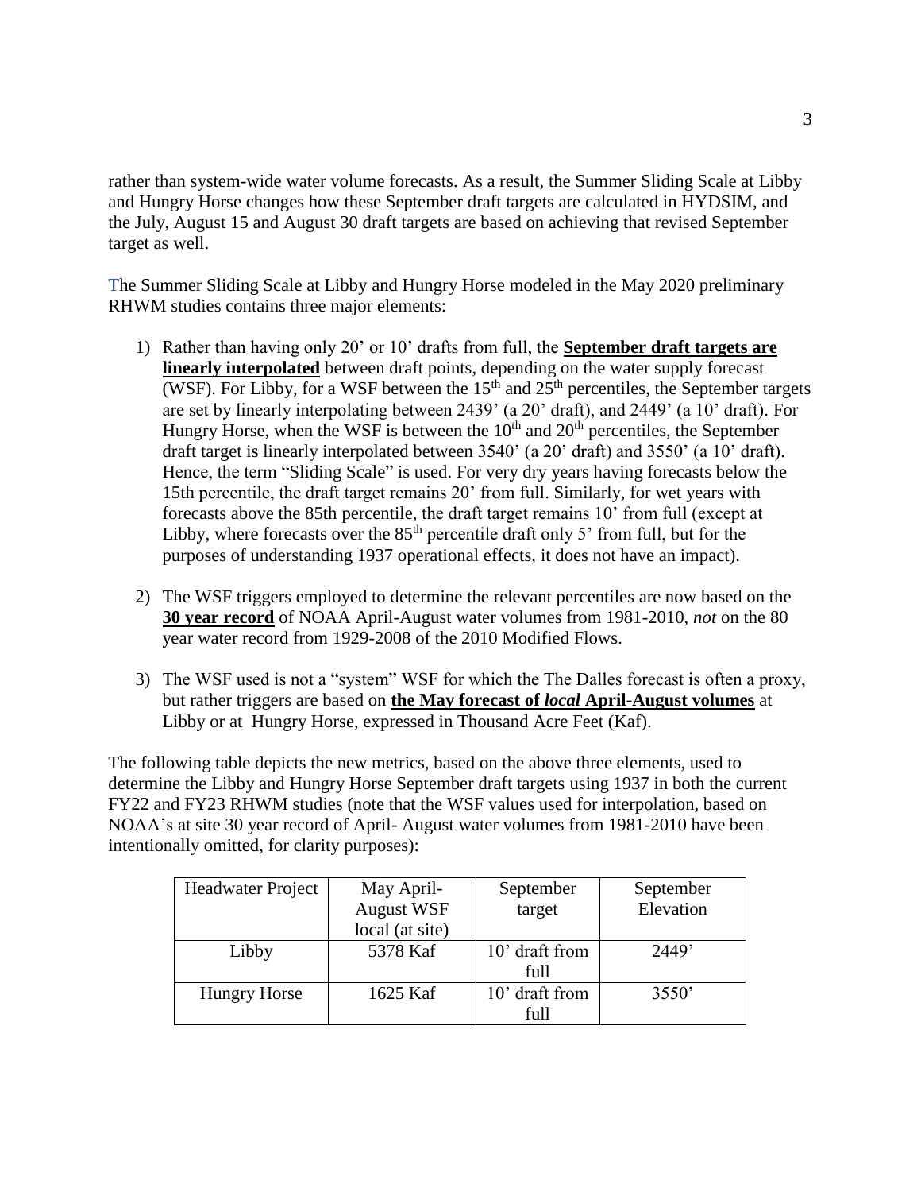rather than system-wide water volume forecasts. As a result, the Summer Sliding Scale at Libby and Hungry Horse changes how these September draft targets are calculated in HYDSIM, and the July, August 15 and August 30 draft targets are based on achieving that revised September target as well.

The Summer Sliding Scale at Libby and Hungry Horse modeled in the May 2020 preliminary RHWM studies contains three major elements:

1) Rather than having only 20' or 10' drafts from full, the **<u>September draft targets are linearly interpolated</u>** between draft points, depending on the water supply forecast (WSF). For Libby, for a WSF between the 15th and 25th percentiles, the September targets are set by linearly interpolating between 2439' (a 20' draft), and 2449' (a 10' draft). For Hungry Horse, when the WSF is between the 10th and 20th percentiles, the September draft target is linearly interpolated between 3540' (a 20' draft) and 3550' (a 10' draft). Hence, the term "Sliding Scale" is used. For very dry years having forecasts below the 15th percentile, the draft target remains 20' from full. Similarly, for wet years with forecasts above the 85th percentile, the draft target remains 10' from full (except at Libby, where forecasts over the 85th percentile draft only 5' from full, but for the purposes of understanding 1937 operational effects, it does not have an impact).

2) The WSF triggers employed to determine the relevant percentiles are now based on the **<u>30 year record</u>** of NOAA April-August water volumes from 1981-2010, *not* on the 80 year water record from 1929-2008 of the 2010 Modified Flows.

3) The WSF used is not a "system" WSF for which the The Dalles forecast is often a proxy, but rather triggers are based on **<u>the May forecast of *local* April-August volumes</u>** at Libby or at Hungry Horse, expressed in Thousand Acre Feet (Kaf).

The following table depicts the new metrics, based on the above three elements, used to determine the Libby and Hungry Horse September draft targets using 1937 in both the current FY22 and FY23 RHWM studies (note that the WSF values used for interpolation, based on NOAA's at site 30 year record of April- August water volumes from 1981-2010 have been intentionally omitted, for clarity purposes):

| Headwater Project | May April-August WSF local (at site) | September target | September Elevation |
|---|---|---|---|
| Libby | 5378 Kaf | 10' draft from full | 2449' |
| Hungry Horse | 1625 Kaf | 10' draft from full | 3550' |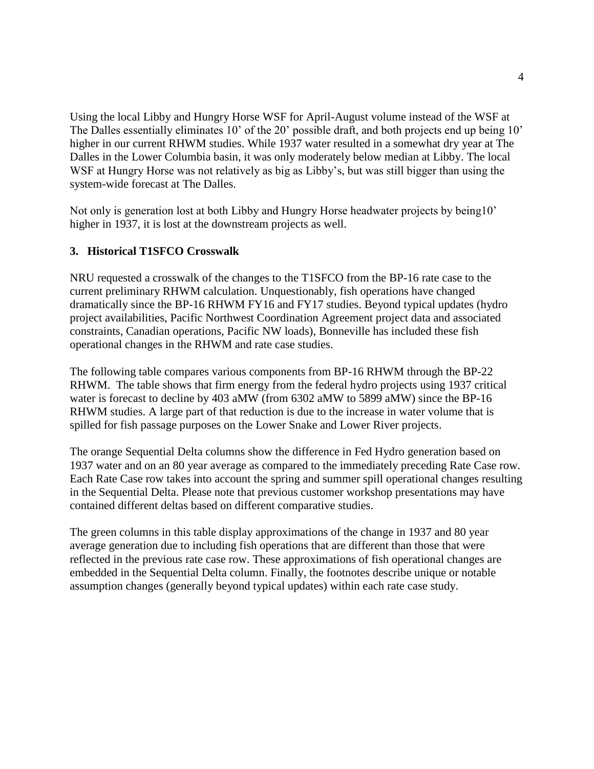Using the local Libby and Hungry Horse WSF for April-August volume instead of the WSF at The Dalles essentially eliminates 10' of the 20' possible draft, and both projects end up being 10' higher in our current RHWM studies. While 1937 water resulted in a somewhat dry year at The Dalles in the Lower Columbia basin, it was only moderately below median at Libby. The local WSF at Hungry Horse was not relatively as big as Libby's, but was still bigger than using the system-wide forecast at The Dalles.

Not only is generation lost at both Libby and Hungry Horse headwater projects by being10' higher in 1937, it is lost at the downstream projects as well.

### 3. Historical T1SFCO Crosswalk

NRU requested a crosswalk of the changes to the T1SFCO from the BP-16 rate case to the current preliminary RHWM calculation. Unquestionably, fish operations have changed dramatically since the BP-16 RHWM FY16 and FY17 studies. Beyond typical updates (hydro project availabilities, Pacific Northwest Coordination Agreement project data and associated constraints, Canadian operations, Pacific NW loads), Bonneville has included these fish operational changes in the RHWM and rate case studies.

The following table compares various components from BP-16 RHWM through the BP-22 RHWM. The table shows that firm energy from the federal hydro projects using 1937 critical water is forecast to decline by 403 aMW (from 6302 aMW to 5899 aMW) since the BP-16 RHWM studies. A large part of that reduction is due to the increase in water volume that is spilled for fish passage purposes on the Lower Snake and Lower River projects.

The orange Sequential Delta columns show the difference in Fed Hydro generation based on 1937 water and on an 80 year average as compared to the immediately preceding Rate Case row. Each Rate Case row takes into account the spring and summer spill operational changes resulting in the Sequential Delta. Please note that previous customer workshop presentations may have contained different deltas based on different comparative studies.

The green columns in this table display approximations of the change in 1937 and 80 year average generation due to including fish operations that are different than those that were reflected in the previous rate case row. These approximations of fish operational changes are embedded in the Sequential Delta column. Finally, the footnotes describe unique or notable assumption changes (generally beyond typical updates) within each rate case study.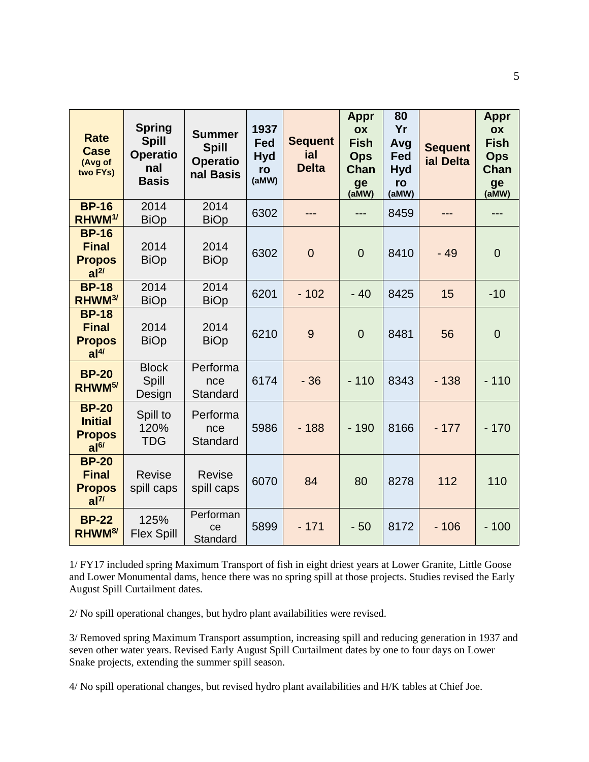| Rate Case (Avg of two FYs) | Spring Spill Operational Basis | Summer Spill Operational Basis | 1937 Fed Hydro (aMW) | Sequential Delta | Approx Fish Ops Change (aMW) | 80 Yr Avg Fed Hydro (aMW) | Sequential Delta | Approx Fish Ops Change (aMW) |
|---|---|---|---|---|---|---|---|---|
| BP-16 RHWM[1/] | 2014 BiOp | 2014 BiOp | 6302 | --- | --- | 8459 | --- | --- |
| BP-16 Final Proposal[2/] | 2014 BiOp | 2014 BiOp | 6302 | 0 | 0 | 8410 | - 49 | 0 |
| BP-18 RHWM[3/] | 2014 BiOp | 2014 BiOp | 6201 | - 102 | - 40 | 8425 | 15 | -10 |
| BP-18 Final Proposal[4/] | 2014 BiOp | 2014 BiOp | 6210 | 9 | 0 | 8481 | 56 | 0 |
| BP-20 RHWM[5/] | Block Spill Design | Performance Standard | 6174 | - 36 | - 110 | 8343 | - 138 | - 110 |
| BP-20 Initial Proposal[6/] | Spill to 120% TDG | Performance Standard | 5986 | - 188 | - 190 | 8166 | - 177 | - 170 |
| BP-20 Final Proposal[7/] | Revise spill caps | Revise spill caps | 6070 | 84 | 80 | 8278 | 112 | 110 |
| BP-22 RHWM[8/] | 125% Flex Spill | Performance Standard | 5899 | - 171 | - 50 | 8172 | - 106 | - 100 |

1/ FY17 included spring Maximum Transport of fish in eight driest years at Lower Granite, Little Goose and Lower Monumental dams, hence there was no spring spill at those projects. Studies revised the Early August Spill Curtailment dates.

2/ No spill operational changes, but hydro plant availabilities were revised.

3/ Removed spring Maximum Transport assumption, increasing spill and reducing generation in 1937 and seven other water years. Revised Early August Spill Curtailment dates by one to four days on Lower Snake projects, extending the summer spill season.

4/ No spill operational changes, but revised hydro plant availabilities and H/K tables at Chief Joe.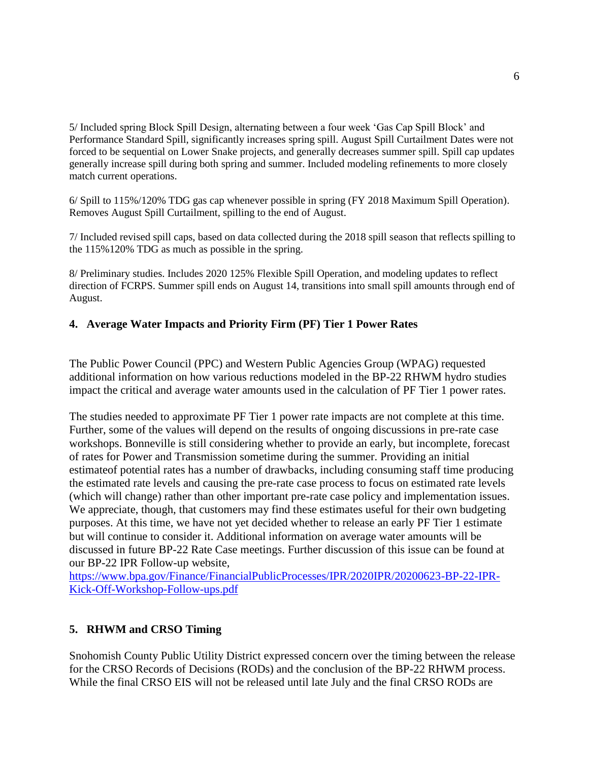5/ Included spring Block Spill Design, alternating between a four week 'Gas Cap Spill Block' and Performance Standard Spill, significantly increases spring spill. August Spill Curtailment Dates were not forced to be sequential on Lower Snake projects, and generally decreases summer spill. Spill cap updates generally increase spill during both spring and summer. Included modeling refinements to more closely match current operations.

6/ Spill to 115%/120% TDG gas cap whenever possible in spring (FY 2018 Maximum Spill Operation). Removes August Spill Curtailment, spilling to the end of August.

7/ Included revised spill caps, based on data collected during the 2018 spill season that reflects spilling to the 115%120% TDG as much as possible in the spring.

8/ Preliminary studies. Includes 2020 125% Flexible Spill Operation, and modeling updates to reflect direction of FCRPS. Summer spill ends on August 14, transitions into small spill amounts through end of August.

## 4. Average Water Impacts and Priority Firm (PF) Tier 1 Power Rates

The Public Power Council (PPC) and Western Public Agencies Group (WPAG) requested additional information on how various reductions modeled in the BP-22 RHWM hydro studies impact the critical and average water amounts used in the calculation of PF Tier 1 power rates.

The studies needed to approximate PF Tier 1 power rate impacts are not complete at this time. Further, some of the values will depend on the results of ongoing discussions in pre-rate case workshops. Bonneville is still considering whether to provide an early, but incomplete, forecast of rates for Power and Transmission sometime during the summer. Providing an initial estimateof potential rates has a number of drawbacks, including consuming staff time producing the estimated rate levels and causing the pre-rate case process to focus on estimated rate levels (which will change) rather than other important pre-rate case policy and implementation issues. We appreciate, though, that customers may find these estimates useful for their own budgeting purposes. At this time, we have not yet decided whether to release an early PF Tier 1 estimate but will continue to consider it. Additional information on average water amounts will be discussed in future BP-22 Rate Case meetings. Further discussion of this issue can be found at our BP-22 IPR Follow-up website, https://www.bpa.gov/Finance/FinancialPublicProcesses/IPR/2020IPR/20200623-BP-22-IPR-Kick-Off-Workshop-Follow-ups.pdf

## 5. RHWM and CRSO Timing

Snohomish County Public Utility District expressed concern over the timing between the release for the CRSO Records of Decisions (RODs) and the conclusion of the BP-22 RHWM process. While the final CRSO EIS will not be released until late July and the final CRSO RODs are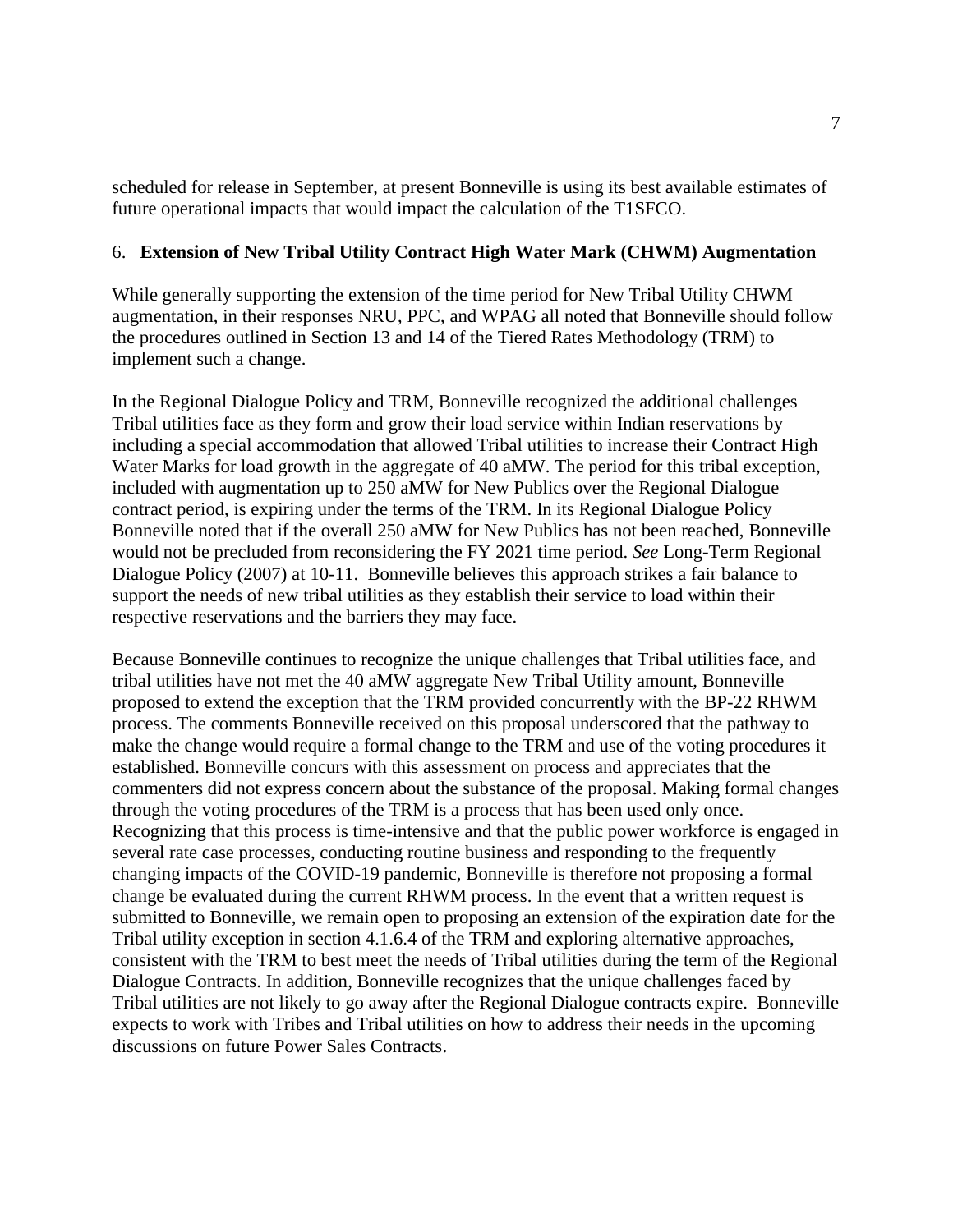scheduled for release in September, at present Bonneville is using its best available estimates of future operational impacts that would impact the calculation of the T1SFCO.

## 6. **Extension of New Tribal Utility Contract High Water Mark (CHWM) Augmentation**

While generally supporting the extension of the time period for New Tribal Utility CHWM augmentation, in their responses NRU, PPC, and WPAG all noted that Bonneville should follow the procedures outlined in Section 13 and 14 of the Tiered Rates Methodology (TRM) to implement such a change.

In the Regional Dialogue Policy and TRM, Bonneville recognized the additional challenges Tribal utilities face as they form and grow their load service within Indian reservations by including a special accommodation that allowed Tribal utilities to increase their Contract High Water Marks for load growth in the aggregate of 40 aMW. The period for this tribal exception, included with augmentation up to 250 aMW for New Publics over the Regional Dialogue contract period, is expiring under the terms of the TRM. In its Regional Dialogue Policy Bonneville noted that if the overall 250 aMW for New Publics has not been reached, Bonneville would not be precluded from reconsidering the FY 2021 time period. *See* Long-Term Regional Dialogue Policy (2007) at 10-11. Bonneville believes this approach strikes a fair balance to support the needs of new tribal utilities as they establish their service to load within their respective reservations and the barriers they may face.

Because Bonneville continues to recognize the unique challenges that Tribal utilities face, and tribal utilities have not met the 40 aMW aggregate New Tribal Utility amount, Bonneville proposed to extend the exception that the TRM provided concurrently with the BP-22 RHWM process. The comments Bonneville received on this proposal underscored that the pathway to make the change would require a formal change to the TRM and use of the voting procedures it established. Bonneville concurs with this assessment on process and appreciates that the commenters did not express concern about the substance of the proposal. Making formal changes through the voting procedures of the TRM is a process that has been used only once. Recognizing that this process is time-intensive and that the public power workforce is engaged in several rate case processes, conducting routine business and responding to the frequently changing impacts of the COVID-19 pandemic, Bonneville is therefore not proposing a formal change be evaluated during the current RHWM process. In the event that a written request is submitted to Bonneville, we remain open to proposing an extension of the expiration date for the Tribal utility exception in section 4.1.6.4 of the TRM and exploring alternative approaches, consistent with the TRM to best meet the needs of Tribal utilities during the term of the Regional Dialogue Contracts. In addition, Bonneville recognizes that the unique challenges faced by Tribal utilities are not likely to go away after the Regional Dialogue contracts expire. Bonneville expects to work with Tribes and Tribal utilities on how to address their needs in the upcoming discussions on future Power Sales Contracts.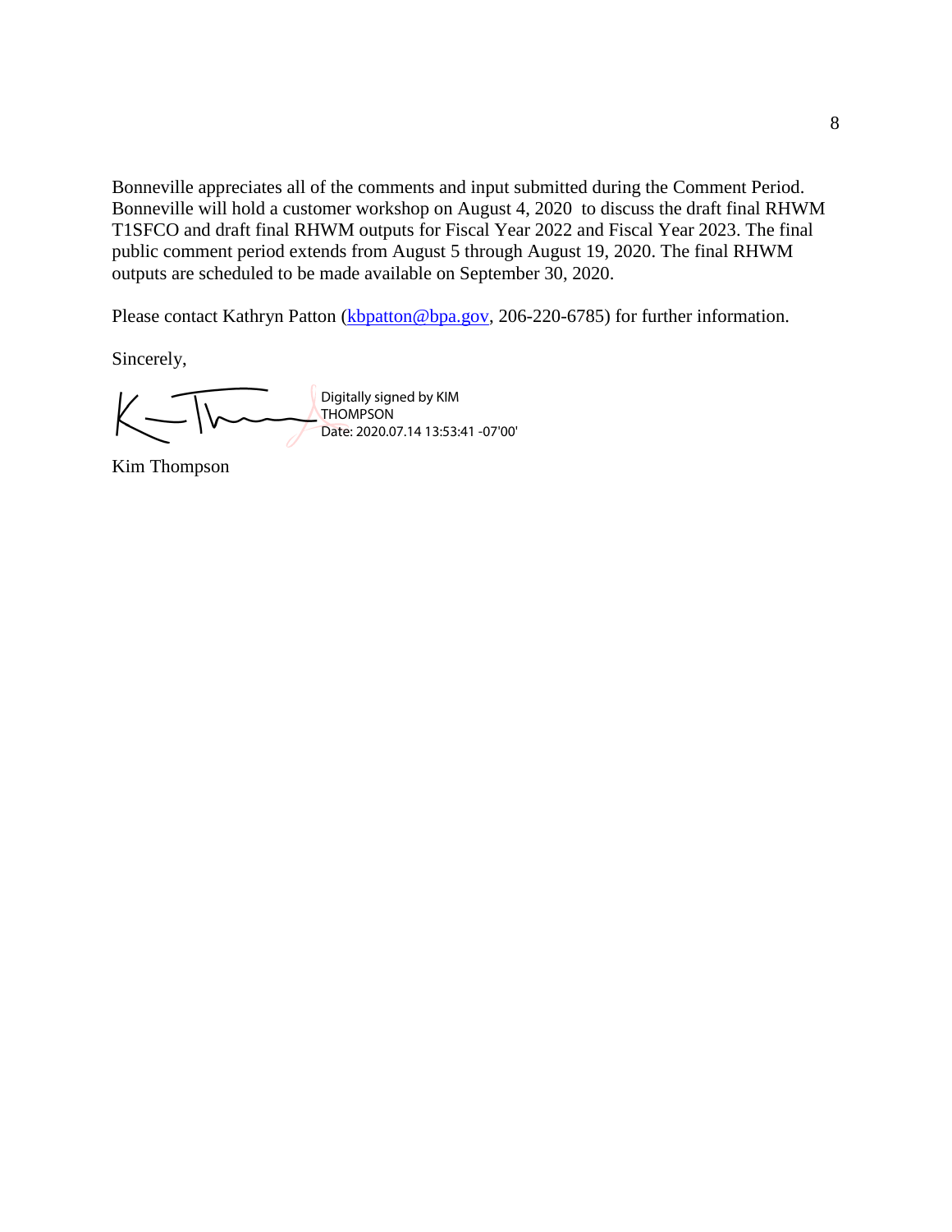Bonneville appreciates all of the comments and input submitted during the Comment Period. Bonneville will hold a customer workshop on August 4, 2020 to discuss the draft final RHWM T1SFCO and draft final RHWM outputs for Fiscal Year 2022 and Fiscal Year 2023. The final public comment period extends from August 5 through August 19, 2020. The final RHWM outputs are scheduled to be made available on September 30, 2020.

Please contact Kathryn Patton (kbpatton@bpa.gov, 206-220-6785) for further information.

Sincerely,

Digitally signed by KIM THOMPSON
Date: 2020.07.14 13:53:41 -07'00'

Kim Thompson